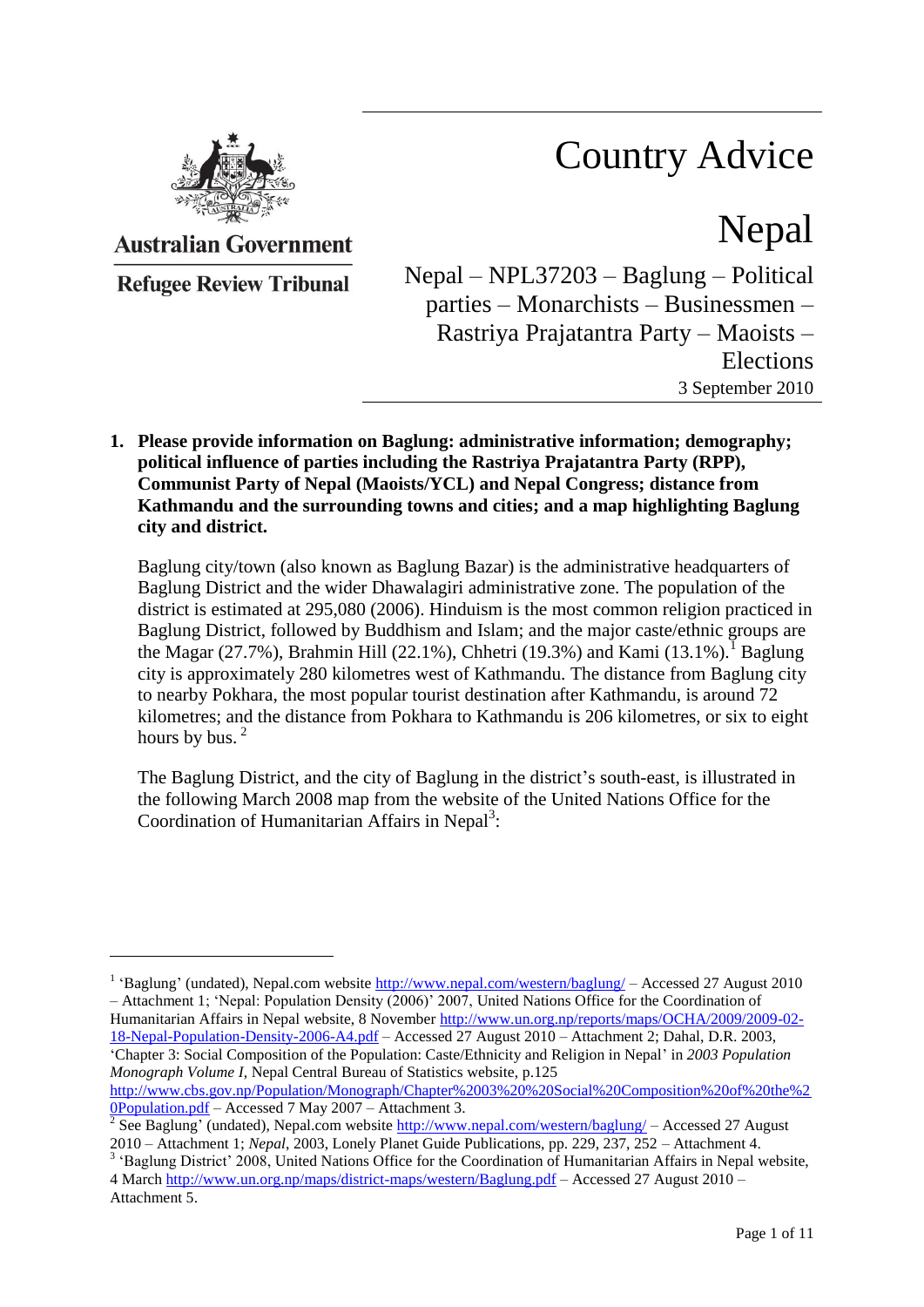Australian Government

Refugee Review Tribunal

# Country Advice

# Nepal

## Nepal – NPL37203 – Baglung – Political parties – Monarchists – Businessmen – Rastriya Prajatantra Party – Maoists – Elections

3 September 2010

**1. Please provide information on Baglung: administrative information; demography; political influence of parties including the Rastriya Prajatantra Party (RPP), Communist Party of Nepal (Maoists/YCL) and Nepal Congress; distance from Kathmandu and the surrounding towns and cities; and a map highlighting Baglung city and district.**

Baglung city/town (also known as Baglung Bazar) is the administrative headquarters of Baglung District and the wider Dhawalagiri administrative zone. The population of the district is estimated at 295,080 (2006). Hinduism is the most common religion practiced in Baglung District, followed by Buddhism and Islam; and the major caste/ethnic groups are the Magar (27.7%), Brahmin Hill (22.1%), Chhetri (19.3%) and Kami (13.1%).[1] Baglung city is approximately 280 kilometres west of Kathmandu. The distance from Baglung city to nearby Pokhara, the most popular tourist destination after Kathmandu, is around 72 kilometres; and the distance from Pokhara to Kathmandu is 206 kilometres, or six to eight hours by bus.[2]

The Baglung District, and the city of Baglung in the district's south-east, is illustrated in the following March 2008 map from the website of the United Nations Office for the Coordination of Humanitarian Affairs in Nepal[3]:

---

[1] 'Baglung' (undated), Nepal.com website http://www.nepal.com/western/baglung/ – Accessed 27 August 2010 – Attachment 1; 'Nepal: Population Density (2006)' 2007, United Nations Office for the Coordination of Humanitarian Affairs in Nepal website, 8 November http://www.un.org.np/reports/maps/OCHA/2009/2009-02-18-Nepal-Population-Density-2006-A4.pdf – Accessed 27 August 2010 – Attachment 2; Dahal, D.R. 2003, 'Chapter 3: Social Composition of the Population: Caste/Ethnicity and Religion in Nepal' in *2003 Population Monograph Volume I*, Nepal Central Bureau of Statistics website, p.125 http://www.cbs.gov.np/Population/Monograph/Chapter%2003%20%20Social%20Composition%20of%20the%20Population.pdf – Accessed 7 May 2007 – Attachment 3.

[2] See Baglung' (undated), Nepal.com website http://www.nepal.com/western/baglung/ – Accessed 27 August 2010 – Attachment 1; *Nepal*, 2003, Lonely Planet Guide Publications, pp. 229, 237, 252 – Attachment 4.

[3] 'Baglung District' 2008, United Nations Office for the Coordination of Humanitarian Affairs in Nepal website, 4 March http://www.un.org.np/maps/district-maps/western/Baglung.pdf – Accessed 27 August 2010 – Attachment 5.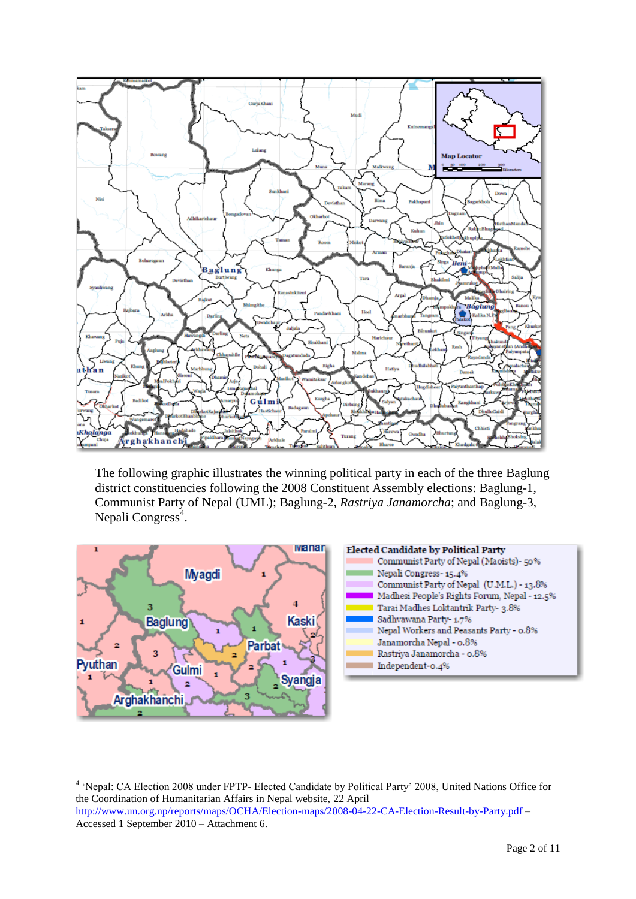The following graphic illustrates the winning political party in each of the three Baglung district constituencies following the 2008 Constituent Assembly elections: Baglung-1, Communist Party of Nepal (UML); Baglung-2, *Rastriya Janamorcha*; and Baglung-3, Nepali Congress[4].

[4] 'Nepal: CA Election 2008 under FPTP- Elected Candidate by Political Party' 2008, United Nations Office for the Coordination of Humanitarian Affairs in Nepal website, 22 April http://www.un.org.np/reports/maps/OCHA/Election-maps/2008-04-22-CA-Election-Result-by-Party.pdf – Accessed 1 September 2010 – Attachment 6.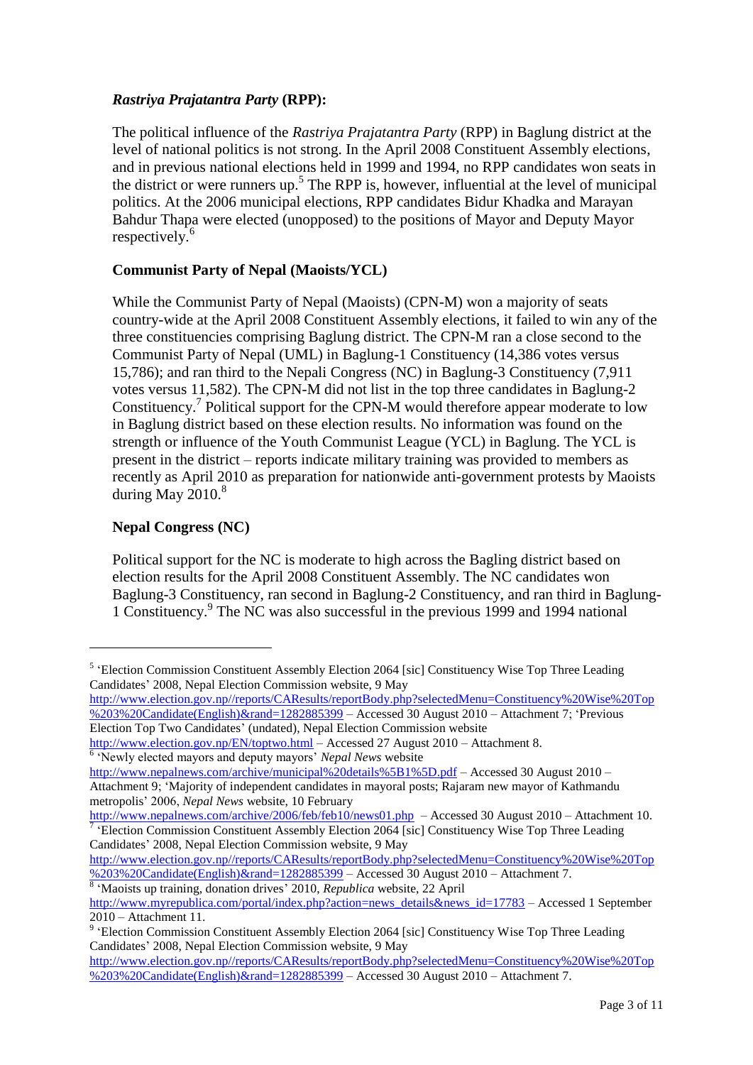***Rastriya Prajatantra Party* (RPP):**

The political influence of the *Rastriya Prajatantra Party* (RPP) in Baglung district at the level of national politics is not strong. In the April 2008 Constituent Assembly elections, and in previous national elections held in 1999 and 1994, no RPP candidates won seats in the district or were runners up.[5] The RPP is, however, influential at the level of municipal politics. At the 2006 municipal elections, RPP candidates Bidur Khadka and Marayan Bahdur Thapa were elected (unopposed) to the positions of Mayor and Deputy Mayor respectively.[6]

**Communist Party of Nepal (Maoists/YCL)**

While the Communist Party of Nepal (Maoists) (CPN-M) won a majority of seats country-wide at the April 2008 Constituent Assembly elections, it failed to win any of the three constituencies comprising Baglung district. The CPN-M ran a close second to the Communist Party of Nepal (UML) in Baglung-1 Constituency (14,386 votes versus 15,786); and ran third to the Nepali Congress (NC) in Baglung-3 Constituency (7,911 votes versus 11,582). The CPN-M did not list in the top three candidates in Baglung-2 Constituency.[7] Political support for the CPN-M would therefore appear moderate to low in Baglung district based on these election results. No information was found on the strength or influence of the Youth Communist League (YCL) in Baglung. The YCL is present in the district – reports indicate military training was provided to members as recently as April 2010 as preparation for nationwide anti-government protests by Maoists during May 2010.[8]

**Nepal Congress (NC)**

Political support for the NC is moderate to high across the Bagling district based on election results for the April 2008 Constituent Assembly. The NC candidates won Baglung-3 Constituency, ran second in Baglung-2 Constituency, and ran third in Baglung-1 Constituency.[9] The NC was also successful in the previous 1999 and 1994 national

---

[5] 'Election Commission Constituent Assembly Election 2064 [sic] Constituency Wise Top Three Leading Candidates' 2008, Nepal Election Commission website, 9 May http://www.election.gov.np//reports/CAResults/reportBody.php?selectedMenu=Constituency%20Wise%20Top%203%20Candidate(English)&rand=1282885399 – Accessed 30 August 2010 – Attachment 7; 'Previous Election Top Two Candidates' (undated), Nepal Election Commission website http://www.election.gov.np/EN/toptwo.html – Accessed 27 August 2010 – Attachment 8.

[6] 'Newly elected mayors and deputy mayors' *Nepal News* website http://www.nepalnews.com/archive/municipal%20details%5B1%5D.pdf – Accessed 30 August 2010 – Attachment 9; 'Majority of independent candidates in mayoral posts; Rajaram new mayor of Kathmandu metropolis' 2006, *Nepal News* website, 10 February http://www.nepalnews.com/archive/2006/feb/feb10/news01.php – Accessed 30 August 2010 – Attachment 10.

[7] 'Election Commission Constituent Assembly Election 2064 [sic] Constituency Wise Top Three Leading Candidates' 2008, Nepal Election Commission website, 9 May http://www.election.gov.np//reports/CAResults/reportBody.php?selectedMenu=Constituency%20Wise%20Top%203%20Candidate(English)&rand=1282885399 – Accessed 30 August 2010 – Attachment 7.

[8] 'Maoists up training, donation drives' 2010, *Republica* website, 22 April http://www.myrepublica.com/portal/index.php?action=news_details&news_id=17783 – Accessed 1 September 2010 – Attachment 11.

[9] 'Election Commission Constituent Assembly Election 2064 [sic] Constituency Wise Top Three Leading Candidates' 2008, Nepal Election Commission website, 9 May http://www.election.gov.np//reports/CAResults/reportBody.php?selectedMenu=Constituency%20Wise%20Top%203%20Candidate(English)&rand=1282885399 – Accessed 30 August 2010 – Attachment 7.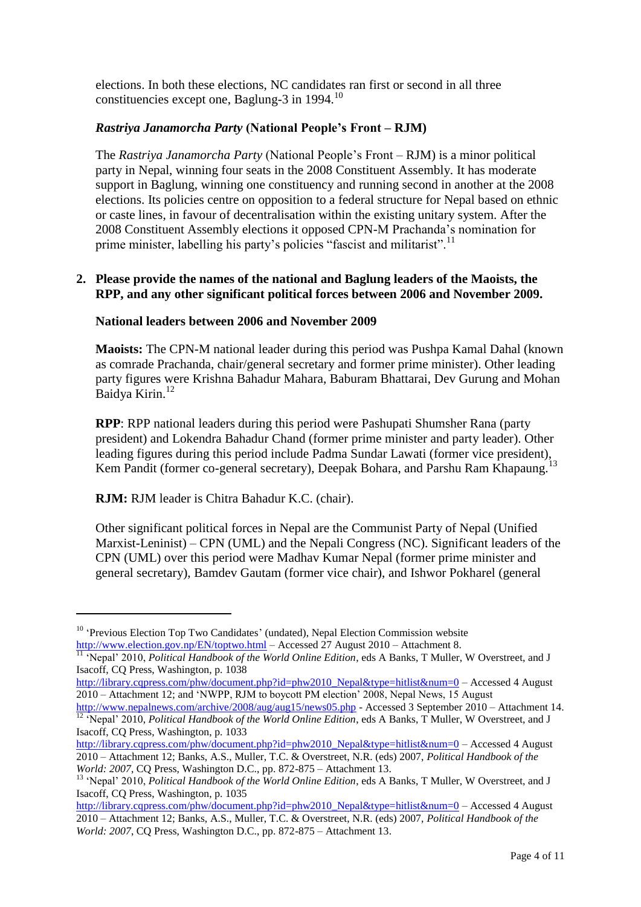elections. In both these elections, NC candidates ran first or second in all three constituencies except one, Baglung-3 in 1994.[10]

### *Rastriya Janamorcha Party* (National People's Front – RJM)

The *Rastriya Janamorcha Party* (National People's Front – RJM) is a minor political party in Nepal, winning four seats in the 2008 Constituent Assembly. It has moderate support in Baglung, winning one constituency and running second in another at the 2008 elections. Its policies centre on opposition to a federal structure for Nepal based on ethnic or caste lines, in favour of decentralisation within the existing unitary system. After the 2008 Constituent Assembly elections it opposed CPN-M Prachanda's nomination for prime minister, labelling his party's policies "fascist and militarist".[11]

## 2. Please provide the names of the national and Baglung leaders of the Maoists, the RPP, and any other significant political forces between 2006 and November 2009.

### National leaders between 2006 and November 2009

**Maoists:** The CPN-M national leader during this period was Pushpa Kamal Dahal (known as comrade Prachanda, chair/general secretary and former prime minister). Other leading party figures were Krishna Bahadur Mahara, Baburam Bhattarai, Dev Gurung and Mohan Baidya Kirin.[12]

**RPP**: RPP national leaders during this period were Pashupati Shumsher Rana (party president) and Lokendra Bahadur Chand (former prime minister and party leader). Other leading figures during this period include Padma Sundar Lawati (former vice president), Kem Pandit (former co-general secretary), Deepak Bohara, and Parshu Ram Khapaung.[13]

**RJM:** RJM leader is Chitra Bahadur K.C. (chair).

Other significant political forces in Nepal are the Communist Party of Nepal (Unified Marxist-Leninist) – CPN (UML) and the Nepali Congress (NC). Significant leaders of the CPN (UML) over this period were Madhav Kumar Nepal (former prime minister and general secretary), Bamdev Gautam (former vice chair), and Ishwor Pokharel (general

---

[10] 'Previous Election Top Two Candidates' (undated), Nepal Election Commission website http://www.election.gov.np/EN/toptwo.html – Accessed 27 August 2010 – Attachment 8.

[11] 'Nepal' 2010, *Political Handbook of the World Online Edition*, eds A Banks, T Muller, W Overstreet, and J Isacoff, CQ Press, Washington, p. 1038 http://library.cqpress.com/phw/document.php?id=phw2010_Nepal&type=hitlist&num=0 – Accessed 4 August 2010 – Attachment 12; and 'NWPP, RJM to boycott PM election' 2008, Nepal News, 15 August http://www.nepalnews.com/archive/2008/aug/aug15/news05.php - Accessed 3 September 2010 – Attachment 14.

[12] 'Nepal' 2010, *Political Handbook of the World Online Edition*, eds A Banks, T Muller, W Overstreet, and J Isacoff, CQ Press, Washington, p. 1033 http://library.cqpress.com/phw/document.php?id=phw2010_Nepal&type=hitlist&num=0 – Accessed 4 August 2010 – Attachment 12; Banks, A.S., Muller, T.C. & Overstreet, N.R. (eds) 2007, *Political Handbook of the World: 2007*, CQ Press, Washington D.C., pp. 872-875 – Attachment 13.

[13] 'Nepal' 2010, *Political Handbook of the World Online Edition*, eds A Banks, T Muller, W Overstreet, and J Isacoff, CQ Press, Washington, p. 1035 http://library.cqpress.com/phw/document.php?id=phw2010_Nepal&type=hitlist&num=0 – Accessed 4 August 2010 – Attachment 12; Banks, A.S., Muller, T.C. & Overstreet, N.R. (eds) 2007, *Political Handbook of the World: 2007*, CQ Press, Washington D.C., pp. 872-875 – Attachment 13.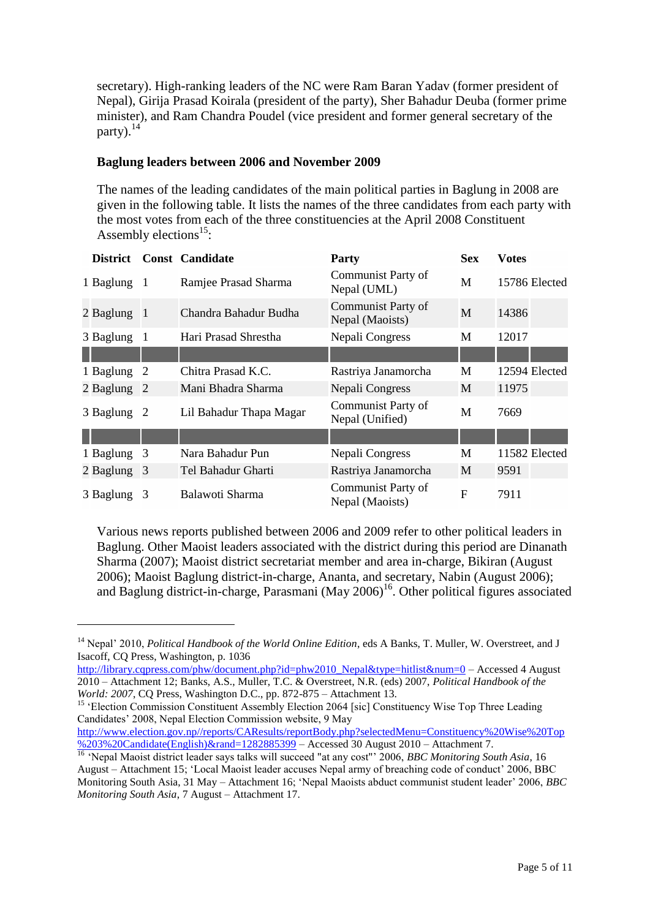secretary). High-ranking leaders of the NC were Ram Baran Yadav (former president of Nepal), Girija Prasad Koirala (president of the party), Sher Bahadur Deuba (former prime minister), and Ram Chandra Poudel (vice president and former general secretary of the party).[14]

### Baglung leaders between 2006 and November 2009

The names of the leading candidates of the main political parties in Baglung in 2008 are given in the following table. It lists the names of the three candidates from each party with the most votes from each of the three constituencies at the April 2008 Constituent Assembly elections[15]:

| District | Const | Candidate | Party | Sex | Votes | |
|---|---|---|---|---|---|---|
| 1 Baglung | 1 | Ramjee Prasad Sharma | Communist Party of Nepal (UML) | M | 15786 | Elected |
| 2 Baglung | 1 | Chandra Bahadur Budha | Communist Party of Nepal (Maoists) | M | 14386 | |
| 3 Baglung | 1 | Hari Prasad Shrestha | Nepali Congress | M | 12017 | |
| | | | | | | |
| 1 Baglung | 2 | Chitra Prasad K.C. | Rastriya Janamorcha | M | 12594 | Elected |
| 2 Baglung | 2 | Mani Bhadra Sharma | Nepali Congress | M | 11975 | |
| 3 Baglung | 2 | Lil Bahadur Thapa Magar | Communist Party of Nepal (Unified) | M | 7669 | |
| | | | | | | |
| 1 Baglung | 3 | Nara Bahadur Pun | Nepali Congress | M | 11582 | Elected |
| 2 Baglung | 3 | Tel Bahadur Gharti | Rastriya Janamorcha | M | 9591 | |
| 3 Baglung | 3 | Balawoti Sharma | Communist Party of Nepal (Maoists) | F | 7911 | |

Various news reports published between 2006 and 2009 refer to other political leaders in Baglung. Other Maoist leaders associated with the district during this period are Dinanath Sharma (2007); Maoist district secretariat member and area in-charge, Bikiran (August 2006); Maoist Baglung district-in-charge, Ananta, and secretary, Nabin (August 2006); and Baglung district-in-charge, Parasmani (May 2006)[16]. Other political figures associated

---

[14] Nepal' 2010, *Political Handbook of the World Online Edition*, eds A Banks, T. Muller, W. Overstreet, and J Isacoff, CQ Press, Washington, p. 1036 http://library.cqpress.com/phw/document.php?id=phw2010_Nepal&type=hitlist&num=0 – Accessed 4 August 2010 – Attachment 12; Banks, A.S., Muller, T.C. & Overstreet, N.R. (eds) 2007, *Political Handbook of the World: 2007*, CQ Press, Washington D.C., pp. 872-875 – Attachment 13.

[15] 'Election Commission Constituent Assembly Election 2064 [sic] Constituency Wise Top Three Leading Candidates' 2008, Nepal Election Commission website, 9 May http://www.election.gov.np//reports/CAResults/reportBody.php?selectedMenu=Constituency%20Wise%20Top%203%20Candidate(English)&rand=1282885399 – Accessed 30 August 2010 – Attachment 7.

[16] 'Nepal Maoist district leader says talks will succeed "at any cost"' 2006, *BBC Monitoring South Asia*, 16 August – Attachment 15; 'Local Maoist leader accuses Nepal army of breaching code of conduct' 2006, BBC Monitoring South Asia, 31 May – Attachment 16; 'Nepal Maoists abduct communist student leader' 2006, *BBC Monitoring South Asia*, 7 August – Attachment 17.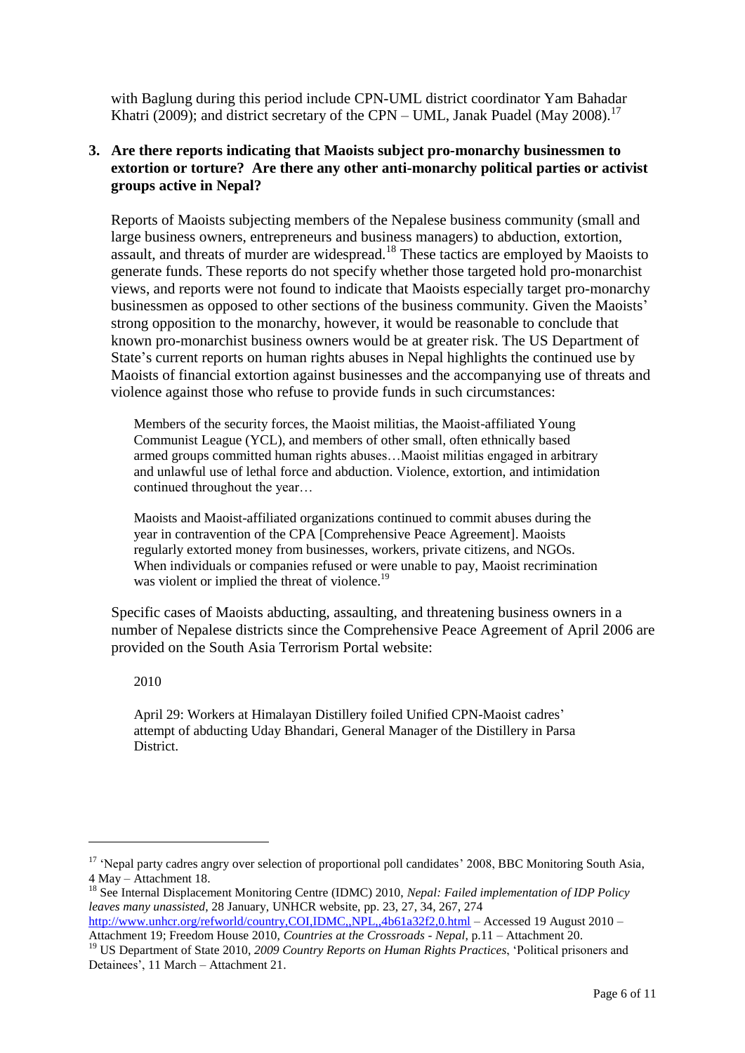with Baglung during this period include CPN-UML district coordinator Yam Bahadar Khatri (2009); and district secretary of the CPN – UML, Janak Puadel (May 2008).[17]

**3. Are there reports indicating that Maoists subject pro-monarchy businessmen to extortion or torture? Are there any other anti-monarchy political parties or activist groups active in Nepal?**

Reports of Maoists subjecting members of the Nepalese business community (small and large business owners, entrepreneurs and business managers) to abduction, extortion, assault, and threats of murder are widespread.[18] These tactics are employed by Maoists to generate funds. These reports do not specify whether those targeted hold pro-monarchist views, and reports were not found to indicate that Maoists especially target pro-monarchy businessmen as opposed to other sections of the business community. Given the Maoists' strong opposition to the monarchy, however, it would be reasonable to conclude that known pro-monarchist business owners would be at greater risk. The US Department of State's current reports on human rights abuses in Nepal highlights the continued use by Maoists of financial extortion against businesses and the accompanying use of threats and violence against those who refuse to provide funds in such circumstances:

> Members of the security forces, the Maoist militias, the Maoist-affiliated Young Communist League (YCL), and members of other small, often ethnically based armed groups committed human rights abuses…Maoist militias engaged in arbitrary and unlawful use of lethal force and abduction. Violence, extortion, and intimidation continued throughout the year…
>
> Maoists and Maoist-affiliated organizations continued to commit abuses during the year in contravention of the CPA [Comprehensive Peace Agreement]. Maoists regularly extorted money from businesses, workers, private citizens, and NGOs. When individuals or companies refused or were unable to pay, Maoist recrimination was violent or implied the threat of violence.[19]

Specific cases of Maoists abducting, assaulting, and threatening business owners in a number of Nepalese districts since the Comprehensive Peace Agreement of April 2006 are provided on the South Asia Terrorism Portal website:

> 2010
>
> April 29: Workers at Himalayan Distillery foiled Unified CPN-Maoist cadres' attempt of abducting Uday Bhandari, General Manager of the Distillery in Parsa District.

---

[17] 'Nepal party cadres angry over selection of proportional poll candidates' 2008, BBC Monitoring South Asia, 4 May – Attachment 18.

[18] See Internal Displacement Monitoring Centre (IDMC) 2010, *Nepal: Failed implementation of IDP Policy leaves many unassisted*, 28 January, UNHCR website, pp. 23, 27, 34, 267, 274 http://www.unhcr.org/refworld/country,COI,IDMC,,NPL,,4b61a32f2,0.html – Accessed 19 August 2010 – Attachment 19; Freedom House 2010, *Countries at the Crossroads - Nepal*, p.11 – Attachment 20.

[19] US Department of State 2010, *2009 Country Reports on Human Rights Practices*, 'Political prisoners and Detainees', 11 March – Attachment 21.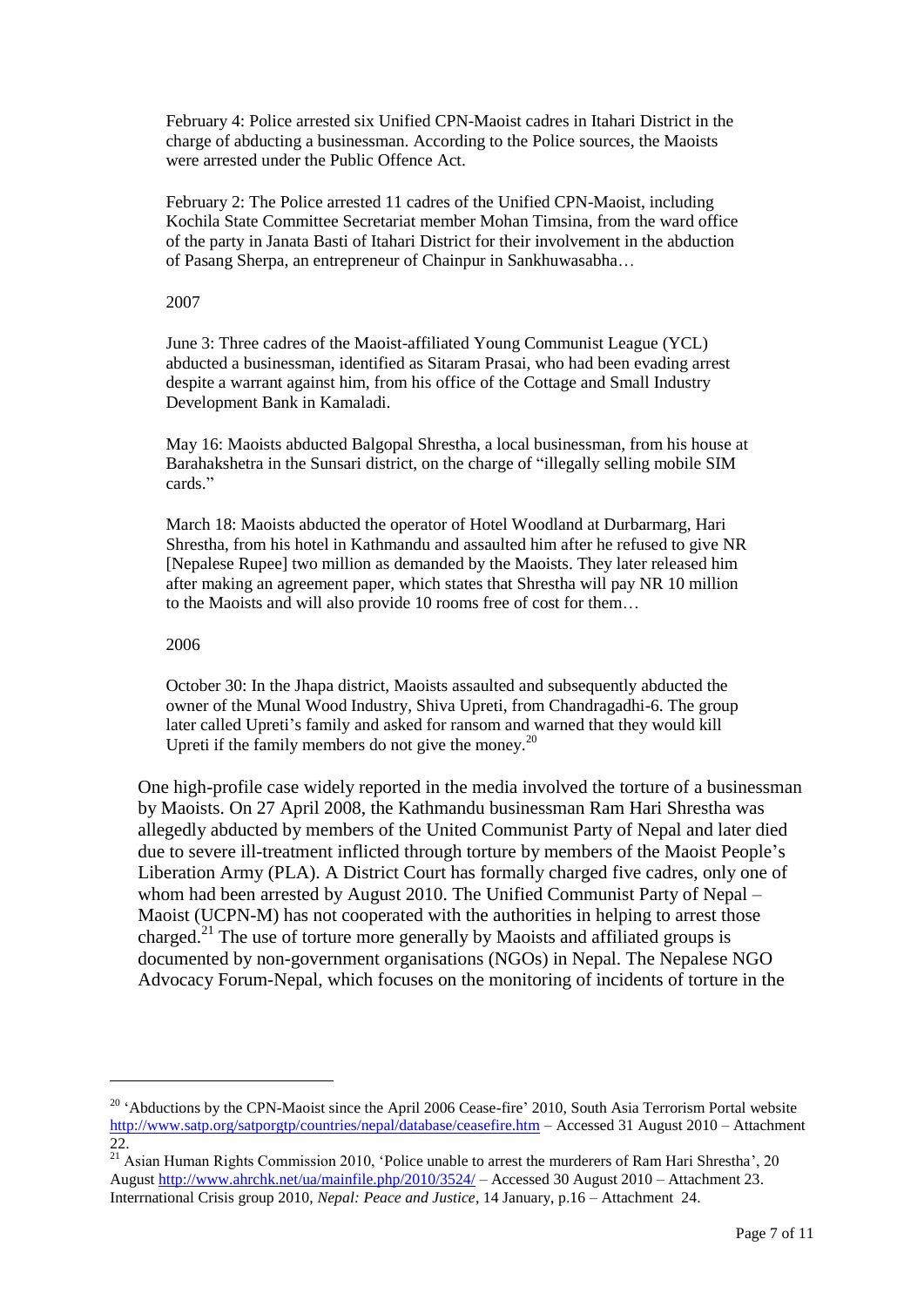> February 4: Police arrested six Unified CPN-Maoist cadres in Itahari District in the charge of abducting a businessman. According to the Police sources, the Maoists were arrested under the Public Offence Act.
>
> February 2: The Police arrested 11 cadres of the Unified CPN-Maoist, including Kochila State Committee Secretariat member Mohan Timsina, from the ward office of the party in Janata Basti of Itahari District for their involvement in the abduction of Pasang Sherpa, an entrepreneur of Chainpur in Sankhuwasabha…
>
> 2007
>
> June 3: Three cadres of the Maoist-affiliated Young Communist League (YCL) abducted a businessman, identified as Sitaram Prasai, who had been evading arrest despite a warrant against him, from his office of the Cottage and Small Industry Development Bank in Kamaladi.
>
> May 16: Maoists abducted Balgopal Shrestha, a local businessman, from his house at Barahakshetra in the Sunsari district, on the charge of "illegally selling mobile SIM cards."
>
> March 18: Maoists abducted the operator of Hotel Woodland at Durbarmarg, Hari Shrestha, from his hotel in Kathmandu and assaulted him after he refused to give NR [Nepalese Rupee] two million as demanded by the Maoists. They later released him after making an agreement paper, which states that Shrestha will pay NR 10 million to the Maoists and will also provide 10 rooms free of cost for them…
>
> 2006
>
> October 30: In the Jhapa district, Maoists assaulted and subsequently abducted the owner of the Munal Wood Industry, Shiva Upreti, from Chandragadhi-6. The group later called Upreti's family and asked for ransom and warned that they would kill Upreti if the family members do not give the money.[20]

One high-profile case widely reported in the media involved the torture of a businessman by Maoists. On 27 April 2008, the Kathmandu businessman Ram Hari Shrestha was allegedly abducted by members of the United Communist Party of Nepal and later died due to severe ill-treatment inflicted through torture by members of the Maoist People's Liberation Army (PLA). A District Court has formally charged five cadres, only one of whom had been arrested by August 2010. The Unified Communist Party of Nepal – Maoist (UCPN-M) has not cooperated with the authorities in helping to arrest those charged.[21] The use of torture more generally by Maoists and affiliated groups is documented by non-government organisations (NGOs) in Nepal. The Nepalese NGO Advocacy Forum-Nepal, which focuses on the monitoring of incidents of torture in the

---

[20] 'Abductions by the CPN-Maoist since the April 2006 Cease-fire' 2010, South Asia Terrorism Portal website http://www.satp.org/satporgtp/countries/nepal/database/ceasefire.htm – Accessed 31 August 2010 – Attachment 22.

[21] Asian Human Rights Commission 2010, 'Police unable to arrest the murderers of Ram Hari Shrestha', 20 August http://www.ahrchk.net/ua/mainfile.php/2010/3524/ – Accessed 30 August 2010 – Attachment 23. Interrnational Crisis group 2010, *Nepal: Peace and Justice*, 14 January, p.16 – Attachment 24.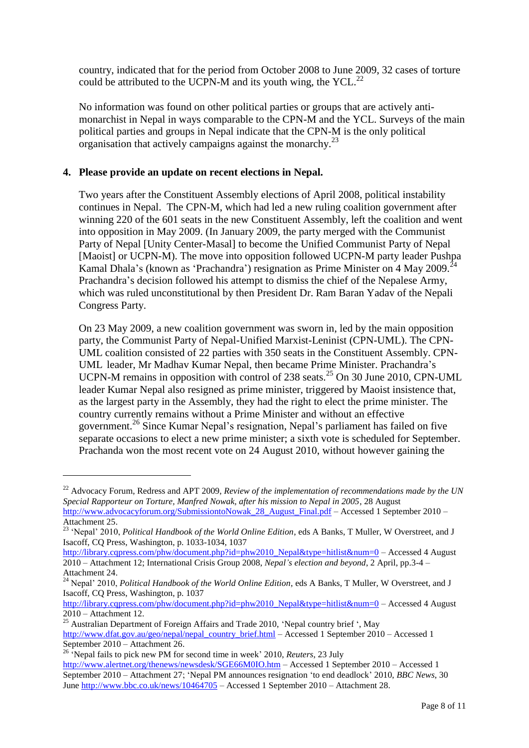country, indicated that for the period from October 2008 to June 2009, 32 cases of torture could be attributed to the UCPN-M and its youth wing, the YCL.[22]

No information was found on other political parties or groups that are actively anti-monarchist in Nepal in ways comparable to the CPN-M and the YCL. Surveys of the main political parties and groups in Nepal indicate that the CPN-M is the only political organisation that actively campaigns against the monarchy.[23]

**4. Please provide an update on recent elections in Nepal.**

Two years after the Constituent Assembly elections of April 2008, political instability continues in Nepal. The CPN-M, which had led a new ruling coalition government after winning 220 of the 601 seats in the new Constituent Assembly, left the coalition and went into opposition in May 2009. (In January 2009, the party merged with the Communist Party of Nepal [Unity Center-Masal] to become the Unified Communist Party of Nepal [Maoist] or UCPN-M). The move into opposition followed UCPN-M party leader Pushpa Kamal Dhala's (known as 'Prachandra') resignation as Prime Minister on 4 May 2009.[24] Prachandra's decision followed his attempt to dismiss the chief of the Nepalese Army, which was ruled unconstitutional by then President Dr. Ram Baran Yadav of the Nepali Congress Party.

On 23 May 2009, a new coalition government was sworn in, led by the main opposition party, the Communist Party of Nepal-Unified Marxist-Leninist (CPN-UML). The CPN-UML coalition consisted of 22 parties with 350 seats in the Constituent Assembly. CPN-UML leader, Mr Madhav Kumar Nepal, then became Prime Minister. Prachandra's UCPN-M remains in opposition with control of 238 seats.[25] On 30 June 2010, CPN-UML leader Kumar Nepal also resigned as prime minister, triggered by Maoist insistence that, as the largest party in the Assembly, they had the right to elect the prime minister. The country currently remains without a Prime Minister and without an effective government.[26] Since Kumar Nepal's resignation, Nepal's parliament has failed on five separate occasions to elect a new prime minister; a sixth vote is scheduled for September. Prachanda won the most recent vote on 24 August 2010, without however gaining the

---

[22] Advocacy Forum, Redress and APT 2009, *Review of the implementation of recommendations made by the UN Special Rapporteur on Torture, Manfred Nowak, after his mission to Nepal in 2005*, 28 August http://www.advocacyforum.org/SubmissiontoNowak_28_August_Final.pdf – Accessed 1 September 2010 – Attachment 25.

[23] 'Nepal' 2010, *Political Handbook of the World Online Edition*, eds A Banks, T Muller, W Overstreet, and J Isacoff, CQ Press, Washington, p. 1033-1034, 1037 http://library.cqpress.com/phw/document.php?id=phw2010_Nepal&type=hitlist&num=0 – Accessed 4 August 2010 – Attachment 12; International Crisis Group 2008, *Nepal's election and beyond*, 2 April, pp.3-4 – Attachment 24.

[24] Nepal' 2010, *Political Handbook of the World Online Edition*, eds A Banks, T Muller, W Overstreet, and J Isacoff, CQ Press, Washington, p. 1037 http://library.cqpress.com/phw/document.php?id=phw2010_Nepal&type=hitlist&num=0 – Accessed 4 August 2010 – Attachment 12.

[25] Australian Department of Foreign Affairs and Trade 2010, 'Nepal country brief ', May http://www.dfat.gov.au/geo/nepal/nepal_country_brief.html – Accessed 1 September 2010 – Accessed 1 September 2010 – Attachment 26.

[26] 'Nepal fails to pick new PM for second time in week' 2010, *Reuters*, 23 July http://www.alertnet.org/thenews/newsdesk/SGE66M0IO.htm – Accessed 1 September 2010 – Accessed 1 September 2010 – Attachment 27; 'Nepal PM announces resignation 'to end deadlock' 2010, *BBC News*, 30 June http://www.bbc.co.uk/news/10464705 – Accessed 1 September 2010 – Attachment 28.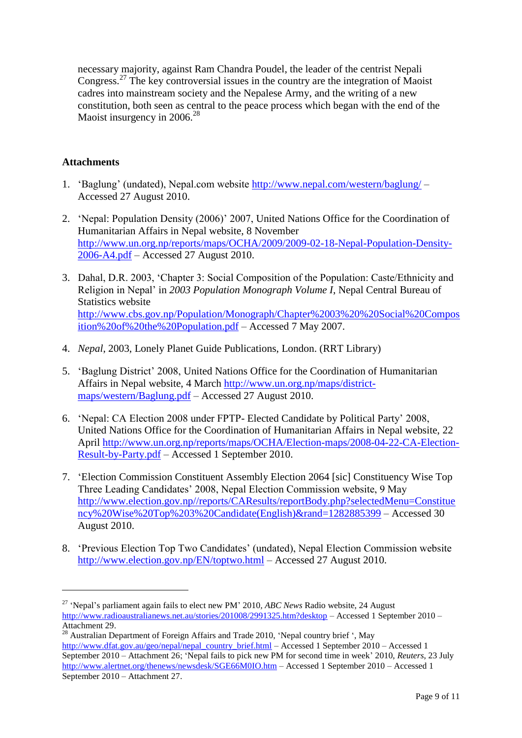necessary majority, against Ram Chandra Poudel, the leader of the centrist Nepali Congress.[27] The key controversial issues in the country are the integration of Maoist cadres into mainstream society and the Nepalese Army, and the writing of a new constitution, both seen as central to the peace process which began with the end of the Maoist insurgency in 2006.[28]

**Attachments**

1. 'Baglung' (undated), Nepal.com website http://www.nepal.com/western/baglung/ – Accessed 27 August 2010.

2. 'Nepal: Population Density (2006)' 2007, United Nations Office for the Coordination of Humanitarian Affairs in Nepal website, 8 November http://www.un.org.np/reports/maps/OCHA/2009/2009-02-18-Nepal-Population-Density-2006-A4.pdf – Accessed 27 August 2010.

3. Dahal, D.R. 2003, 'Chapter 3: Social Composition of the Population: Caste/Ethnicity and Religion in Nepal' in *2003 Population Monograph Volume I*, Nepal Central Bureau of Statistics website http://www.cbs.gov.np/Population/Monograph/Chapter%2003%20%20Social%20Composition%20of%20the%20Population.pdf – Accessed 7 May 2007.

4. *Nepal*, 2003, Lonely Planet Guide Publications, London. (RRT Library)

5. 'Baglung District' 2008, United Nations Office for the Coordination of Humanitarian Affairs in Nepal website, 4 March http://www.un.org.np/maps/district-maps/western/Baglung.pdf – Accessed 27 August 2010.

6. 'Nepal: CA Election 2008 under FPTP- Elected Candidate by Political Party' 2008, United Nations Office for the Coordination of Humanitarian Affairs in Nepal website, 22 April http://www.un.org.np/reports/maps/OCHA/Election-maps/2008-04-22-CA-Election-Result-by-Party.pdf – Accessed 1 September 2010.

7. 'Election Commission Constituent Assembly Election 2064 [sic] Constituency Wise Top Three Leading Candidates' 2008, Nepal Election Commission website, 9 May http://www.election.gov.np//reports/CAResults/reportBody.php?selectedMenu=Constituency%20Wise%20Top%203%20Candidate(English)&rand=1282885399 – Accessed 30 August 2010.

8. 'Previous Election Top Two Candidates' (undated), Nepal Election Commission website http://www.election.gov.np/EN/toptwo.html – Accessed 27 August 2010.

---

[27] 'Nepal's parliament again fails to elect new PM' 2010, *ABC News* Radio website, 24 August http://www.radioaustralianews.net.au/stories/201008/2991325.htm?desktop – Accessed 1 September 2010 – Attachment 29.

[28] Australian Department of Foreign Affairs and Trade 2010, 'Nepal country brief ', May http://www.dfat.gov.au/geo/nepal/nepal_country_brief.html – Accessed 1 September 2010 – Accessed 1 September 2010 – Attachment 26; 'Nepal fails to pick new PM for second time in week' 2010, *Reuters*, 23 July http://www.alertnet.org/thenews/newsdesk/SGE66M0IO.htm – Accessed 1 September 2010 – Accessed 1 September 2010 – Attachment 27.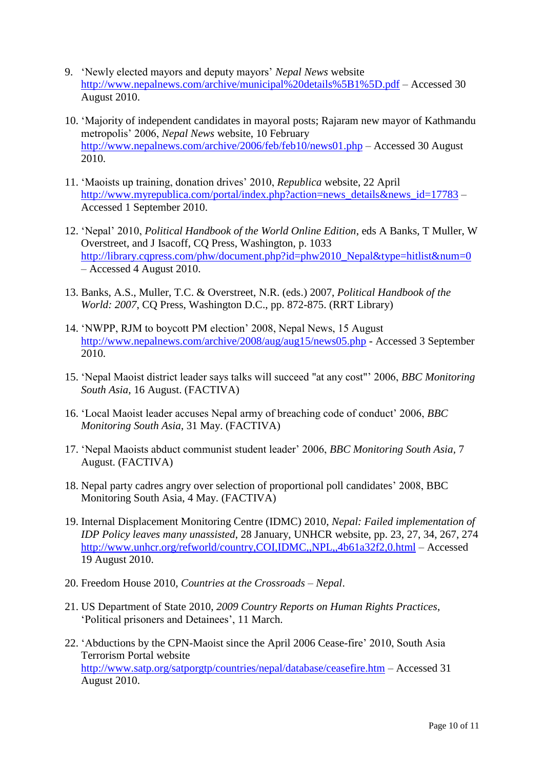9. 'Newly elected mayors and deputy mayors' *Nepal News* website http://www.nepalnews.com/archive/municipal%20details%5B1%5D.pdf – Accessed 30 August 2010.

10. 'Majority of independent candidates in mayoral posts; Rajaram new mayor of Kathmandu metropolis' 2006, *Nepal News* website, 10 February http://www.nepalnews.com/archive/2006/feb/feb10/news01.php – Accessed 30 August 2010.

11. 'Maoists up training, donation drives' 2010, *Republica* website, 22 April http://www.myrepublica.com/portal/index.php?action=news_details&news_id=17783 – Accessed 1 September 2010.

12. 'Nepal' 2010, *Political Handbook of the World Online Edition*, eds A Banks, T Muller, W Overstreet, and J Isacoff, CQ Press, Washington, p. 1033 http://library.cqpress.com/phw/document.php?id=phw2010_Nepal&type=hitlist&num=0 – Accessed 4 August 2010.

13. Banks, A.S., Muller, T.C. & Overstreet, N.R. (eds.) 2007, *Political Handbook of the World: 2007*, CQ Press, Washington D.C., pp. 872-875. (RRT Library)

14. 'NWPP, RJM to boycott PM election' 2008, Nepal News, 15 August http://www.nepalnews.com/archive/2008/aug/aug15/news05.php - Accessed 3 September 2010.

15. 'Nepal Maoist district leader says talks will succeed "at any cost"' 2006, *BBC Monitoring South Asia*, 16 August. (FACTIVA)

16. 'Local Maoist leader accuses Nepal army of breaching code of conduct' 2006, *BBC Monitoring South Asia*, 31 May. (FACTIVA)

17. 'Nepal Maoists abduct communist student leader' 2006, *BBC Monitoring South Asia*, 7 August. (FACTIVA)

18. Nepal party cadres angry over selection of proportional poll candidates' 2008, BBC Monitoring South Asia, 4 May. (FACTIVA)

19. Internal Displacement Monitoring Centre (IDMC) 2010, *Nepal: Failed implementation of IDP Policy leaves many unassisted*, 28 January, UNHCR website, pp. 23, 27, 34, 267, 274 http://www.unhcr.org/refworld/country,COI,IDMC,,NPL,,4b61a32f2,0.html – Accessed 19 August 2010.

20. Freedom House 2010, *Countries at the Crossroads – Nepal*.

21. US Department of State 2010, *2009 Country Reports on Human Rights Practices*, 'Political prisoners and Detainees', 11 March.

22. 'Abductions by the CPN-Maoist since the April 2006 Cease-fire' 2010, South Asia Terrorism Portal website http://www.satp.org/satporgtp/countries/nepal/database/ceasefire.htm – Accessed 31 August 2010.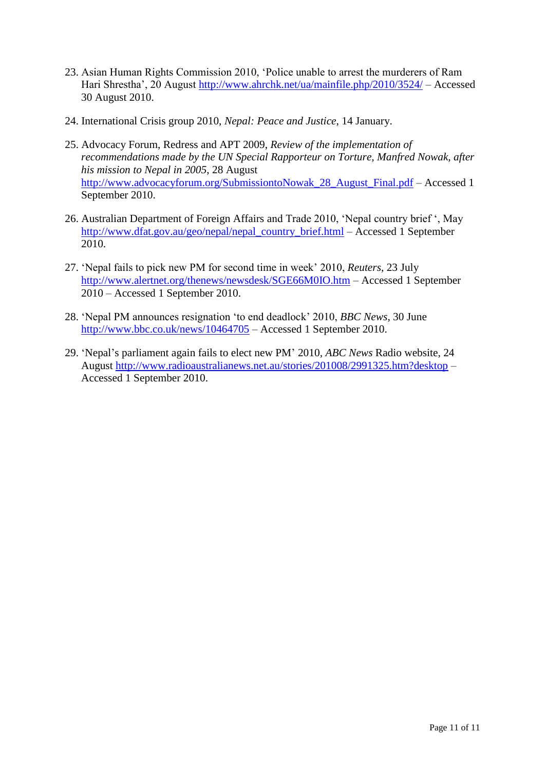23. Asian Human Rights Commission 2010, 'Police unable to arrest the murderers of Ram Hari Shrestha', 20 August http://www.ahrchk.net/ua/mainfile.php/2010/3524/ – Accessed 30 August 2010.

24. International Crisis group 2010, *Nepal: Peace and Justice*, 14 January.

25. Advocacy Forum, Redress and APT 2009, *Review of the implementation of recommendations made by the UN Special Rapporteur on Torture, Manfred Nowak, after his mission to Nepal in 2005*, 28 August http://www.advocacyforum.org/SubmissiontoNowak_28_August_Final.pdf – Accessed 1 September 2010.

26. Australian Department of Foreign Affairs and Trade 2010, 'Nepal country brief ', May http://www.dfat.gov.au/geo/nepal/nepal_country_brief.html – Accessed 1 September 2010.

27. 'Nepal fails to pick new PM for second time in week' 2010, *Reuters*, 23 July http://www.alertnet.org/thenews/newsdesk/SGE66M0IO.htm – Accessed 1 September 2010 – Accessed 1 September 2010.

28. 'Nepal PM announces resignation 'to end deadlock' 2010, *BBC News*, 30 June http://www.bbc.co.uk/news/10464705 – Accessed 1 September 2010.

29. 'Nepal's parliament again fails to elect new PM' 2010, *ABC News* Radio website, 24 August http://www.radioaustralianews.net.au/stories/201008/2991325.htm?desktop – Accessed 1 September 2010.